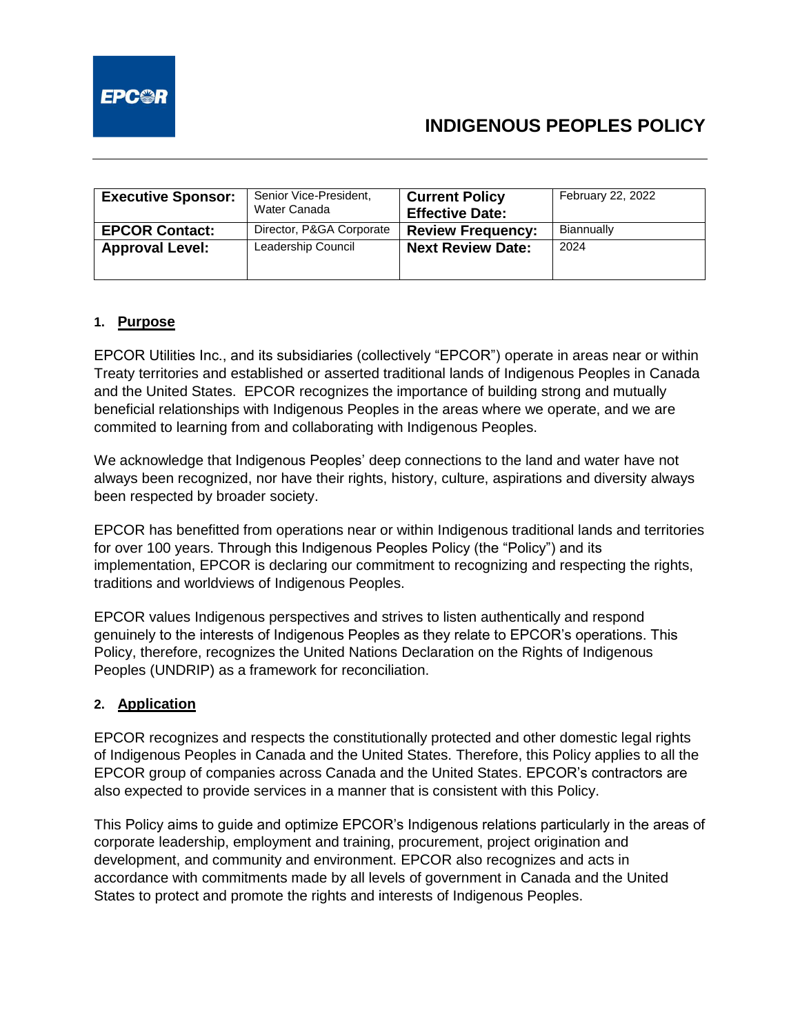# INDIGENOUS PEOPLES POLICY

| **Executive Sponsor:** | Senior Vice-President, Water Canada | **Current Policy Effective Date:** | February 22, 2022 |
|---|---|---|---|
| **EPCOR Contact:** | Director, P&GA Corporate | **Review Frequency:** | Biannually |
| **Approval Level:** | Leadership Council | **Next Review Date:** | 2024 |

## 1. Purpose

EPCOR Utilities Inc., and its subsidiaries (collectively "EPCOR") operate in areas near or within Treaty territories and established or asserted traditional lands of Indigenous Peoples in Canada and the United States. EPCOR recognizes the importance of building strong and mutually beneficial relationships with Indigenous Peoples in the areas where we operate, and we are commited to learning from and collaborating with Indigenous Peoples.

We acknowledge that Indigenous Peoples' deep connections to the land and water have not always been recognized, nor have their rights, history, culture, aspirations and diversity always been respected by broader society.

EPCOR has benefitted from operations near or within Indigenous traditional lands and territories for over 100 years. Through this Indigenous Peoples Policy (the "Policy") and its implementation, EPCOR is declaring our commitment to recognizing and respecting the rights, traditions and worldviews of Indigenous Peoples.

EPCOR values Indigenous perspectives and strives to listen authentically and respond genuinely to the interests of Indigenous Peoples as they relate to EPCOR's operations. This Policy, therefore, recognizes the United Nations Declaration on the Rights of Indigenous Peoples (UNDRIP) as a framework for reconciliation.

## 2. Application

EPCOR recognizes and respects the constitutionally protected and other domestic legal rights of Indigenous Peoples in Canada and the United States. Therefore, this Policy applies to all the EPCOR group of companies across Canada and the United States. EPCOR's contractors are also expected to provide services in a manner that is consistent with this Policy.

This Policy aims to guide and optimize EPCOR's Indigenous relations particularly in the areas of corporate leadership, employment and training, procurement, project origination and development, and community and environment. EPCOR also recognizes and acts in accordance with commitments made by all levels of government in Canada and the United States to protect and promote the rights and interests of Indigenous Peoples.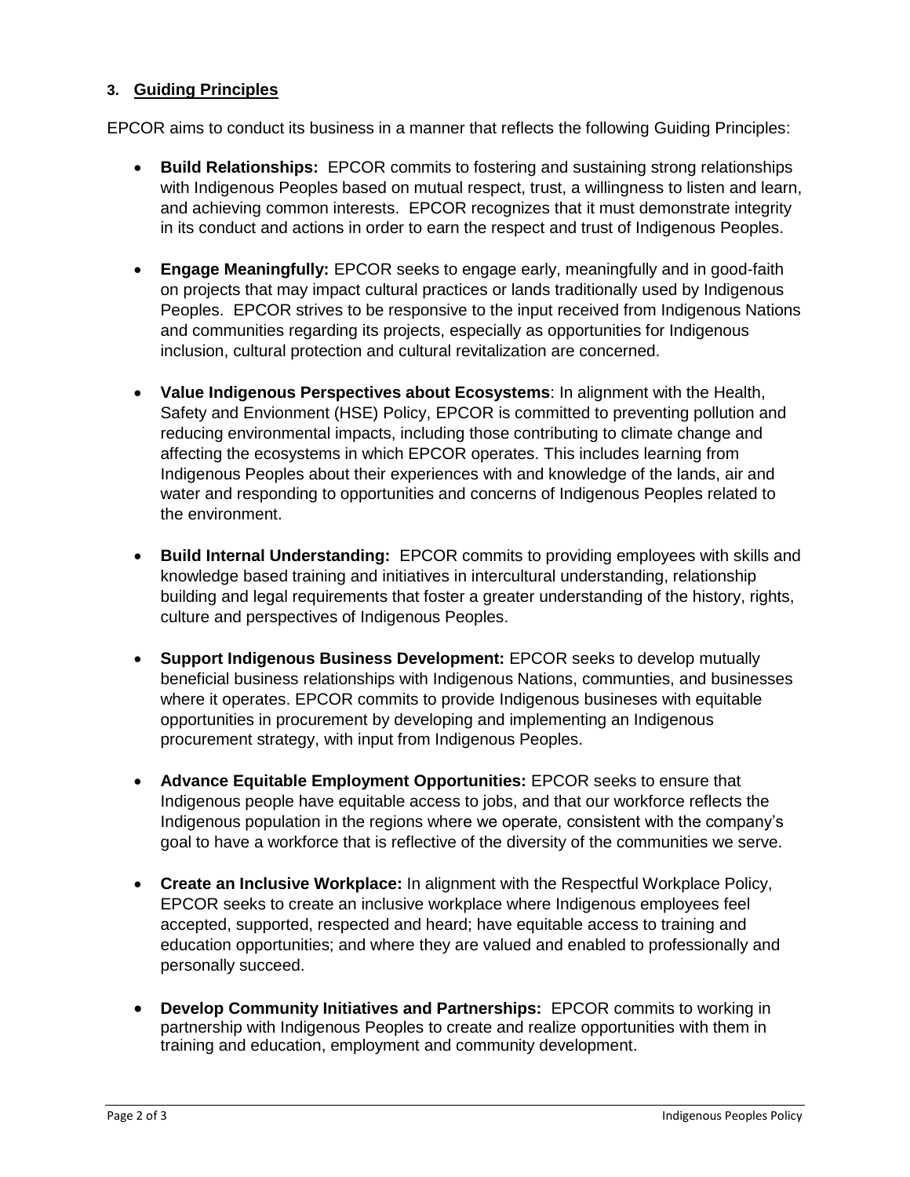### 3. Guiding Principles

EPCOR aims to conduct its business in a manner that reflects the following Guiding Principles:

- **Build Relationships:** EPCOR commits to fostering and sustaining strong relationships with Indigenous Peoples based on mutual respect, trust, a willingness to listen and learn, and achieving common interests. EPCOR recognizes that it must demonstrate integrity in its conduct and actions in order to earn the respect and trust of Indigenous Peoples.

- **Engage Meaningfully:** EPCOR seeks to engage early, meaningfully and in good-faith on projects that may impact cultural practices or lands traditionally used by Indigenous Peoples. EPCOR strives to be responsive to the input received from Indigenous Nations and communities regarding its projects, especially as opportunities for Indigenous inclusion, cultural protection and cultural revitalization are concerned.

- **Value Indigenous Perspectives about Ecosystems**: In alignment with the Health, Safety and Envionment (HSE) Policy, EPCOR is committed to preventing pollution and reducing environmental impacts, including those contributing to climate change and affecting the ecosystems in which EPCOR operates. This includes learning from Indigenous Peoples about their experiences with and knowledge of the lands, air and water and responding to opportunities and concerns of Indigenous Peoples related to the environment.

- **Build Internal Understanding:** EPCOR commits to providing employees with skills and knowledge based training and initiatives in intercultural understanding, relationship building and legal requirements that foster a greater understanding of the history, rights, culture and perspectives of Indigenous Peoples.

- **Support Indigenous Business Development:** EPCOR seeks to develop mutually beneficial business relationships with Indigenous Nations, communties, and businesses where it operates. EPCOR commits to provide Indigenous busineses with equitable opportunities in procurement by developing and implementing an Indigenous procurement strategy, with input from Indigenous Peoples.

- **Advance Equitable Employment Opportunities:** EPCOR seeks to ensure that Indigenous people have equitable access to jobs, and that our workforce reflects the Indigenous population in the regions where we operate, consistent with the company's goal to have a workforce that is reflective of the diversity of the communities we serve.

- **Create an Inclusive Workplace:** In alignment with the Respectful Workplace Policy, EPCOR seeks to create an inclusive workplace where Indigenous employees feel accepted, supported, respected and heard; have equitable access to training and education opportunities; and where they are valued and enabled to professionally and personally succeed.

- **Develop Community Initiatives and Partnerships:** EPCOR commits to working in partnership with Indigenous Peoples to create and realize opportunities with them in training and education, employment and community development.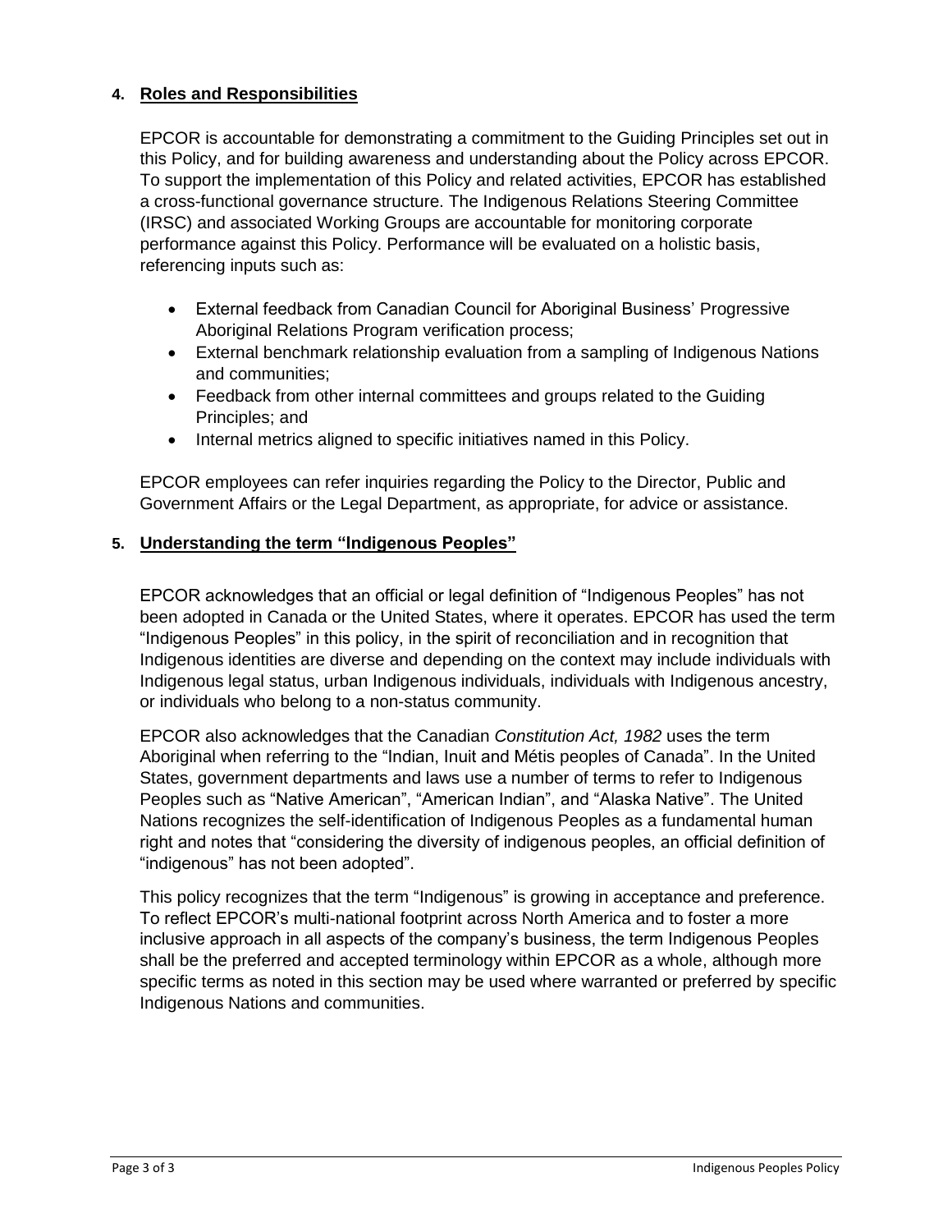## 4. Roles and Responsibilities

EPCOR is accountable for demonstrating a commitment to the Guiding Principles set out in this Policy, and for building awareness and understanding about the Policy across EPCOR. To support the implementation of this Policy and related activities, EPCOR has established a cross-functional governance structure. The Indigenous Relations Steering Committee (IRSC) and associated Working Groups are accountable for monitoring corporate performance against this Policy. Performance will be evaluated on a holistic basis, referencing inputs such as:

- External feedback from Canadian Council for Aboriginal Business' Progressive Aboriginal Relations Program verification process;
- External benchmark relationship evaluation from a sampling of Indigenous Nations and communities;
- Feedback from other internal committees and groups related to the Guiding Principles; and
- Internal metrics aligned to specific initiatives named in this Policy.

EPCOR employees can refer inquiries regarding the Policy to the Director, Public and Government Affairs or the Legal Department, as appropriate, for advice or assistance.

## 5. Understanding the term "Indigenous Peoples"

EPCOR acknowledges that an official or legal definition of "Indigenous Peoples" has not been adopted in Canada or the United States, where it operates. EPCOR has used the term "Indigenous Peoples" in this policy, in the spirit of reconciliation and in recognition that Indigenous identities are diverse and depending on the context may include individuals with Indigenous legal status, urban Indigenous individuals, individuals with Indigenous ancestry, or individuals who belong to a non-status community.

EPCOR also acknowledges that the Canadian *Constitution Act, 1982* uses the term Aboriginal when referring to the "Indian, Inuit and Métis peoples of Canada". In the United States, government departments and laws use a number of terms to refer to Indigenous Peoples such as "Native American", "American Indian", and "Alaska Native". The United Nations recognizes the self-identification of Indigenous Peoples as a fundamental human right and notes that "considering the diversity of indigenous peoples, an official definition of "indigenous" has not been adopted".

This policy recognizes that the term "Indigenous" is growing in acceptance and preference. To reflect EPCOR's multi-national footprint across North America and to foster a more inclusive approach in all aspects of the company's business, the term Indigenous Peoples shall be the preferred and accepted terminology within EPCOR as a whole, although more specific terms as noted in this section may be used where warranted or preferred by specific Indigenous Nations and communities.